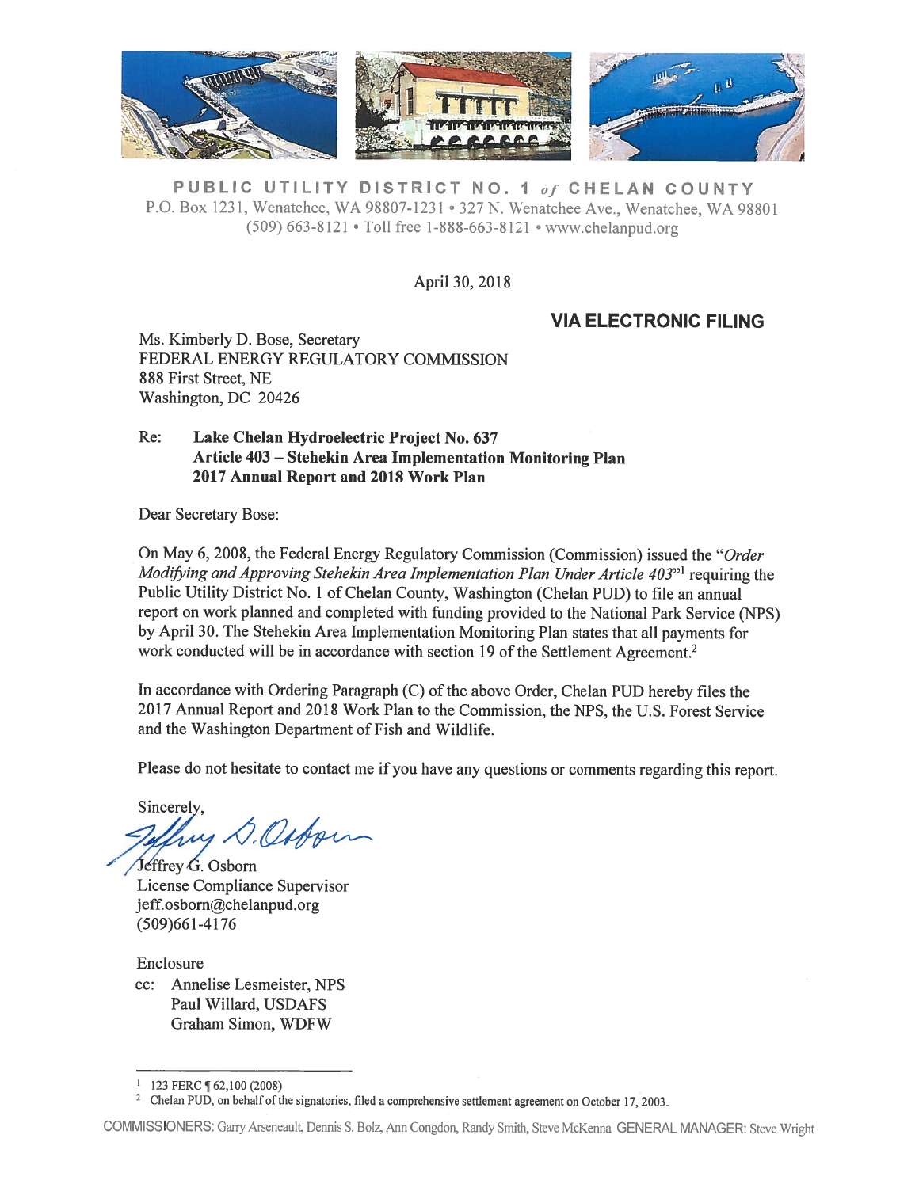**PUBLIC UTILITY DISTRICT NO. 1 of CHELAN COUNTY**
P.O. Box 1231, Wenatchee, WA 98807-1231 • 327 N. Wenatchee Ave., Wenatchee, WA 98801
(509) 663-8121 • Toll free 1-888-663-8121 • www.chelanpud.org

April 30, 2018

**VIA ELECTRONIC FILING**

Ms. Kimberly D. Bose, Secretary
FEDERAL ENERGY REGULATORY COMMISSION
888 First Street, NE
Washington, DC 20426

Re: **Lake Chelan Hydroelectric Project No. 637**
**Article 403 – Stehekin Area Implementation Monitoring Plan**
**2017 Annual Report and 2018 Work Plan**

Dear Secretary Bose:

On May 6, 2008, the Federal Energy Regulatory Commission (Commission) issued the "*Order Modifying and Approving Stehekin Area Implementation Plan Under Article 403*"[1] requiring the Public Utility District No. 1 of Chelan County, Washington (Chelan PUD) to file an annual report on work planned and completed with funding provided to the National Park Service (NPS) by April 30. The Stehekin Area Implementation Monitoring Plan states that all payments for work conducted will be in accordance with section 19 of the Settlement Agreement.[2]

In accordance with Ordering Paragraph (C) of the above Order, Chelan PUD hereby files the 2017 Annual Report and 2018 Work Plan to the Commission, the NPS, the U.S. Forest Service and the Washington Department of Fish and Wildlife.

Please do not hesitate to contact me if you have any questions or comments regarding this report.

Sincerely,

Jeffrey G. Osborn
License Compliance Supervisor
jeff.osborn@chelanpud.org
(509)661-4176

Enclosure

cc: Annelise Lesmeister, NPS
Paul Willard, USDAFS
Graham Simon, WDFW

---

[1] 123 FERC ¶ 62,100 (2008)
[2] Chelan PUD, on behalf of the signatories, filed a comprehensive settlement agreement on October 17, 2003.

COMMISSIONERS: Garry Arseneault, Dennis S. Bolz, Ann Congdon, Randy Smith, Steve McKenna GENERAL MANAGER: Steve Wright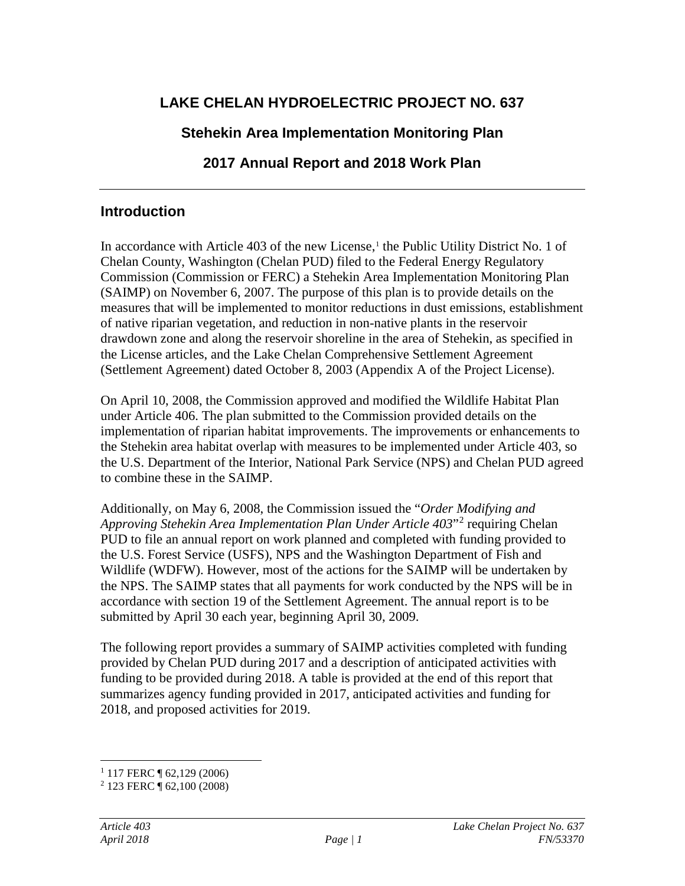# LAKE CHELAN HYDROELECTRIC PROJECT NO. 637

## Stehekin Area Implementation Monitoring Plan

## 2017 Annual Report and 2018 Work Plan

---

## Introduction

In accordance with Article 403 of the new License,[1] the Public Utility District No. 1 of Chelan County, Washington (Chelan PUD) filed to the Federal Energy Regulatory Commission (Commission or FERC) a Stehekin Area Implementation Monitoring Plan (SAIMP) on November 6, 2007. The purpose of this plan is to provide details on the measures that will be implemented to monitor reductions in dust emissions, establishment of native riparian vegetation, and reduction in non-native plants in the reservoir drawdown zone and along the reservoir shoreline in the area of Stehekin, as specified in the License articles, and the Lake Chelan Comprehensive Settlement Agreement (Settlement Agreement) dated October 8, 2003 (Appendix A of the Project License).

On April 10, 2008, the Commission approved and modified the Wildlife Habitat Plan under Article 406. The plan submitted to the Commission provided details on the implementation of riparian habitat improvements. The improvements or enhancements to the Stehekin area habitat overlap with measures to be implemented under Article 403, so the U.S. Department of the Interior, National Park Service (NPS) and Chelan PUD agreed to combine these in the SAIMP.

Additionally, on May 6, 2008, the Commission issued the "*Order Modifying and Approving Stehekin Area Implementation Plan Under Article 403*"[2] requiring Chelan PUD to file an annual report on work planned and completed with funding provided to the U.S. Forest Service (USFS), NPS and the Washington Department of Fish and Wildlife (WDFW). However, most of the actions for the SAIMP will be undertaken by the NPS. The SAIMP states that all payments for work conducted by the NPS will be in accordance with section 19 of the Settlement Agreement. The annual report is to be submitted by April 30 each year, beginning April 30, 2009.

The following report provides a summary of SAIMP activities completed with funding provided by Chelan PUD during 2017 and a description of anticipated activities with funding to be provided during 2018. A table is provided at the end of this report that summarizes agency funding provided in 2017, anticipated activities and funding for 2018, and proposed activities for 2019.

---

[1] 117 FERC ¶ 62,129 (2006)

[2] 123 FERC ¶ 62,100 (2008)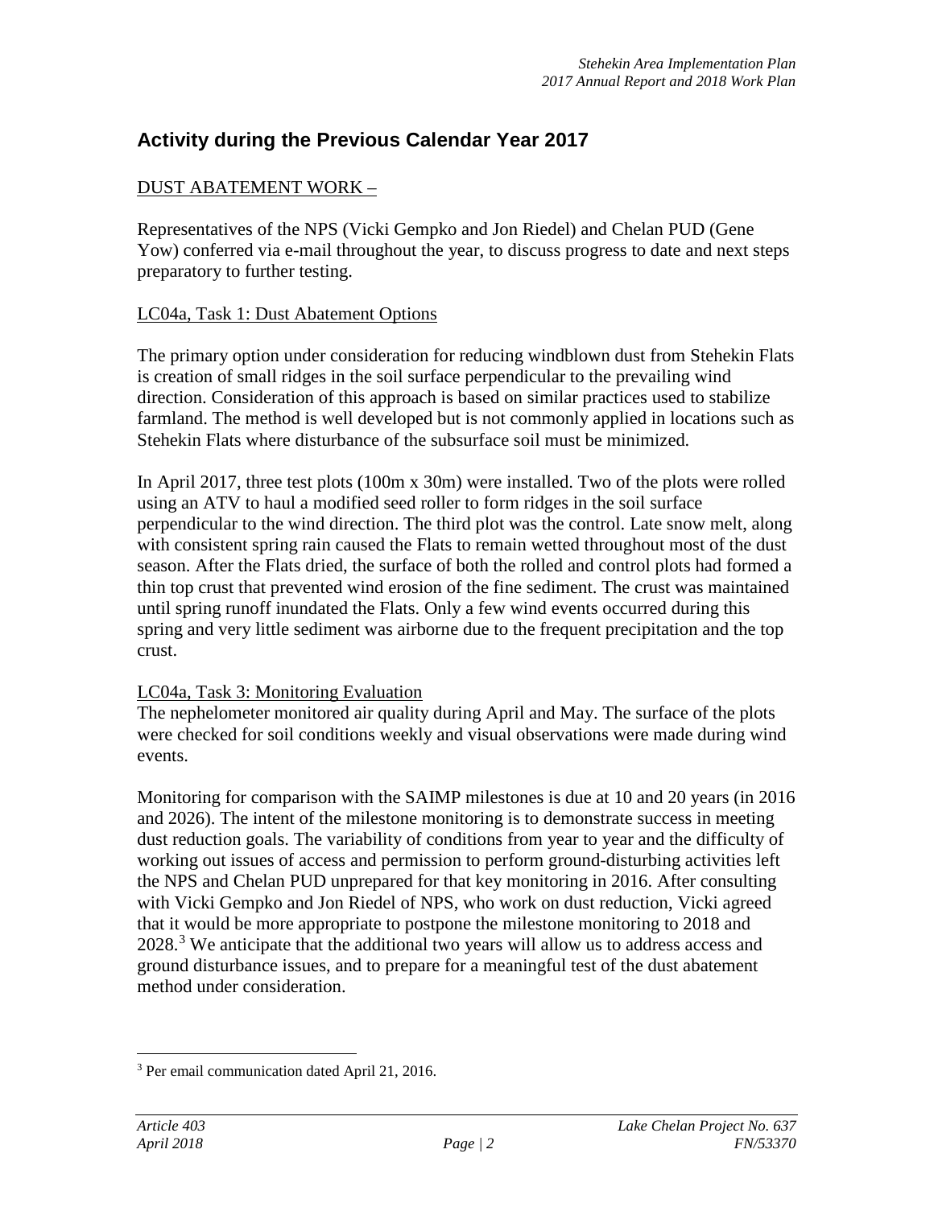## Activity during the Previous Calendar Year 2017

DUST ABATEMENT WORK –

Representatives of the NPS (Vicki Gempko and Jon Riedel) and Chelan PUD (Gene Yow) conferred via e-mail throughout the year, to discuss progress to date and next steps preparatory to further testing.

LC04a, Task 1: Dust Abatement Options

The primary option under consideration for reducing windblown dust from Stehekin Flats is creation of small ridges in the soil surface perpendicular to the prevailing wind direction. Consideration of this approach is based on similar practices used to stabilize farmland. The method is well developed but is not commonly applied in locations such as Stehekin Flats where disturbance of the subsurface soil must be minimized.

In April 2017, three test plots (100m x 30m) were installed. Two of the plots were rolled using an ATV to haul a modified seed roller to form ridges in the soil surface perpendicular to the wind direction. The third plot was the control. Late snow melt, along with consistent spring rain caused the Flats to remain wetted throughout most of the dust season. After the Flats dried, the surface of both the rolled and control plots had formed a thin top crust that prevented wind erosion of the fine sediment. The crust was maintained until spring runoff inundated the Flats. Only a few wind events occurred during this spring and very little sediment was airborne due to the frequent precipitation and the top crust.

LC04a, Task 3: Monitoring Evaluation

The nephelometer monitored air quality during April and May. The surface of the plots were checked for soil conditions weekly and visual observations were made during wind events.

Monitoring for comparison with the SAIMP milestones is due at 10 and 20 years (in 2016 and 2026). The intent of the milestone monitoring is to demonstrate success in meeting dust reduction goals. The variability of conditions from year to year and the difficulty of working out issues of access and permission to perform ground-disturbing activities left the NPS and Chelan PUD unprepared for that key monitoring in 2016. After consulting with Vicki Gempko and Jon Riedel of NPS, who work on dust reduction, Vicki agreed that it would be more appropriate to postpone the milestone monitoring to 2018 and 2028.[3] We anticipate that the additional two years will allow us to address access and ground disturbance issues, and to prepare for a meaningful test of the dust abatement method under consideration.

[3] Per email communication dated April 21, 2016.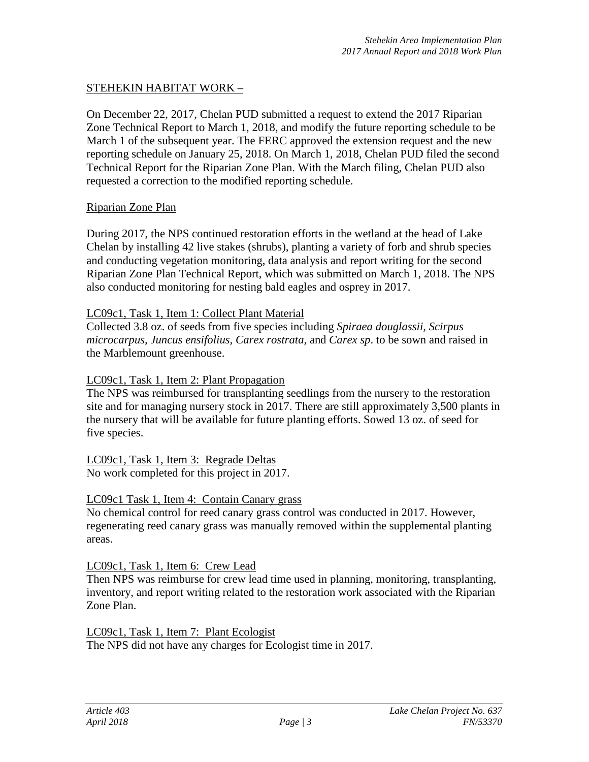## STEHEKIN HABITAT WORK –

On December 22, 2017, Chelan PUD submitted a request to extend the 2017 Riparian Zone Technical Report to March 1, 2018, and modify the future reporting schedule to be March 1 of the subsequent year. The FERC approved the extension request and the new reporting schedule on January 25, 2018. On March 1, 2018, Chelan PUD filed the second Technical Report for the Riparian Zone Plan. With the March filing, Chelan PUD also requested a correction to the modified reporting schedule.

### Riparian Zone Plan

During 2017, the NPS continued restoration efforts in the wetland at the head of Lake Chelan by installing 42 live stakes (shrubs), planting a variety of forb and shrub species and conducting vegetation monitoring, data analysis and report writing for the second Riparian Zone Plan Technical Report, which was submitted on March 1, 2018. The NPS also conducted monitoring for nesting bald eagles and osprey in 2017.

#### LC09c1, Task 1, Item 1: Collect Plant Material

Collected 3.8 oz. of seeds from five species including *Spiraea douglassii, Scirpus microcarpus, Juncus ensifolius, Carex rostrata,* and *Carex sp*. to be sown and raised in the Marblemount greenhouse.

#### LC09c1, Task 1, Item 2: Plant Propagation

The NPS was reimbursed for transplanting seedlings from the nursery to the restoration site and for managing nursery stock in 2017. There are still approximately 3,500 plants in the nursery that will be available for future planting efforts. Sowed 13 oz. of seed for five species.

#### LC09c1, Task 1, Item 3: Regrade Deltas

No work completed for this project in 2017.

#### LC09c1 Task 1, Item 4: Contain Canary grass

No chemical control for reed canary grass control was conducted in 2017. However, regenerating reed canary grass was manually removed within the supplemental planting areas.

#### LC09c1, Task 1, Item 6: Crew Lead

Then NPS was reimburse for crew lead time used in planning, monitoring, transplanting, inventory, and report writing related to the restoration work associated with the Riparian Zone Plan.

#### LC09c1, Task 1, Item 7: Plant Ecologist

The NPS did not have any charges for Ecologist time in 2017.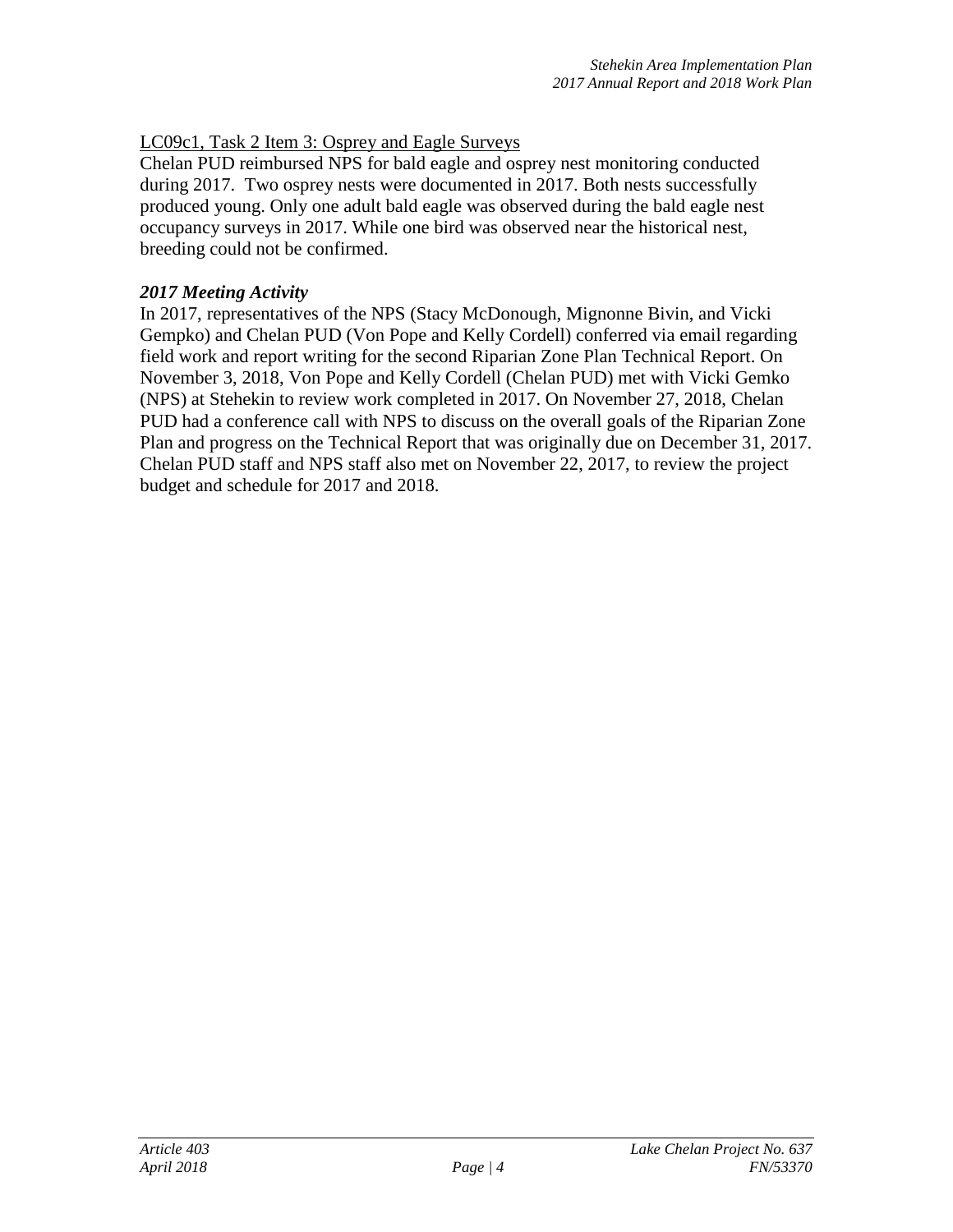LC09c1, Task 2 Item 3: Osprey and Eagle Surveys

Chelan PUD reimbursed NPS for bald eagle and osprey nest monitoring conducted during 2017. Two osprey nests were documented in 2017. Both nests successfully produced young. Only one adult bald eagle was observed during the bald eagle nest occupancy surveys in 2017. While one bird was observed near the historical nest, breeding could not be confirmed.

***2017 Meeting Activity***

In 2017, representatives of the NPS (Stacy McDonough, Mignonne Bivin, and Vicki Gempko) and Chelan PUD (Von Pope and Kelly Cordell) conferred via email regarding field work and report writing for the second Riparian Zone Plan Technical Report. On November 3, 2018, Von Pope and Kelly Cordell (Chelan PUD) met with Vicki Gemko (NPS) at Stehekin to review work completed in 2017. On November 27, 2018, Chelan PUD had a conference call with NPS to discuss on the overall goals of the Riparian Zone Plan and progress on the Technical Report that was originally due on December 31, 2017. Chelan PUD staff and NPS staff also met on November 22, 2017, to review the project budget and schedule for 2017 and 2018.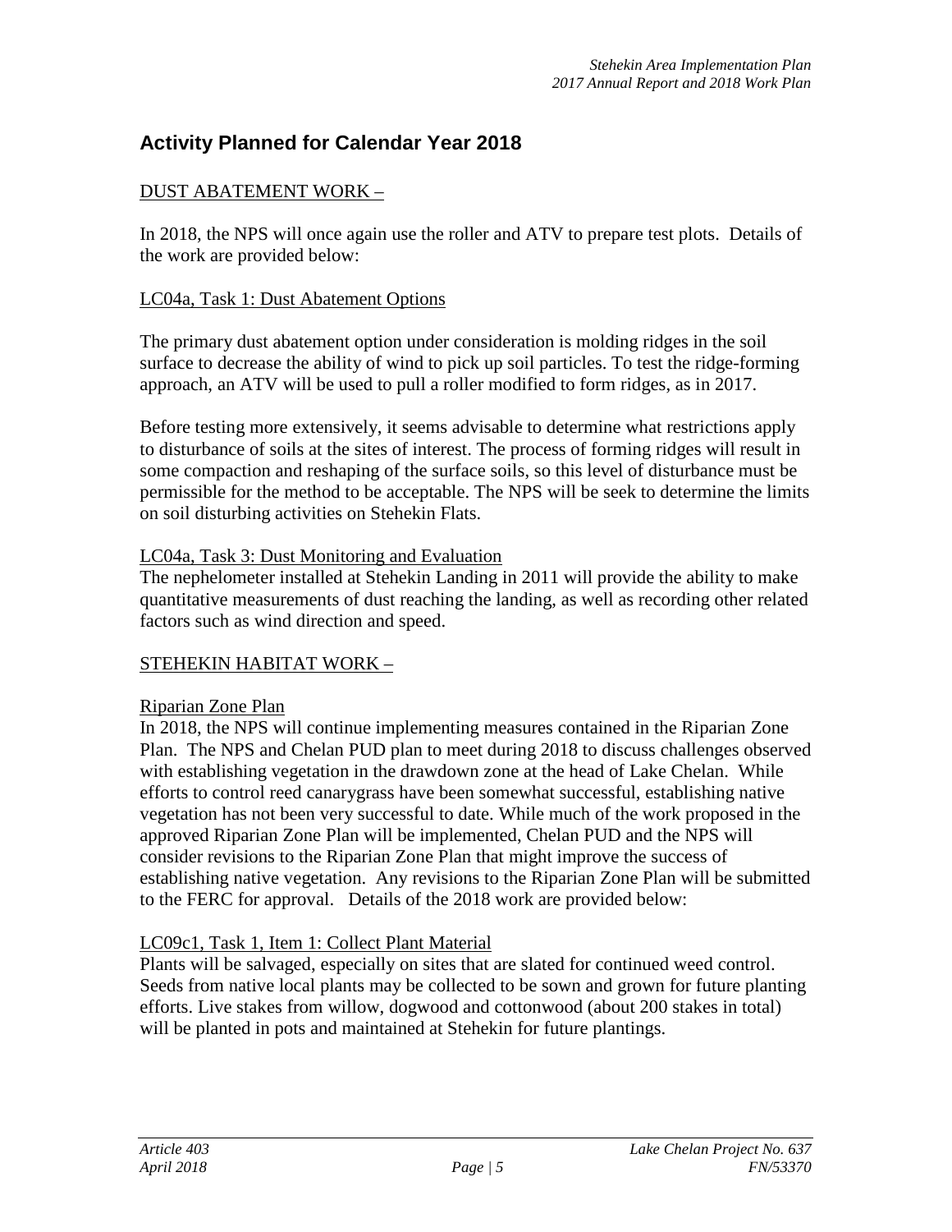## Activity Planned for Calendar Year 2018

DUST ABATEMENT WORK –

In 2018, the NPS will once again use the roller and ATV to prepare test plots. Details of the work are provided below:

LC04a, Task 1: Dust Abatement Options

The primary dust abatement option under consideration is molding ridges in the soil surface to decrease the ability of wind to pick up soil particles. To test the ridge-forming approach, an ATV will be used to pull a roller modified to form ridges, as in 2017.

Before testing more extensively, it seems advisable to determine what restrictions apply to disturbance of soils at the sites of interest. The process of forming ridges will result in some compaction and reshaping of the surface soils, so this level of disturbance must be permissible for the method to be acceptable. The NPS will be seek to determine the limits on soil disturbing activities on Stehekin Flats.

LC04a, Task 3: Dust Monitoring and Evaluation

The nephelometer installed at Stehekin Landing in 2011 will provide the ability to make quantitative measurements of dust reaching the landing, as well as recording other related factors such as wind direction and speed.

STEHEKIN HABITAT WORK –

Riparian Zone Plan

In 2018, the NPS will continue implementing measures contained in the Riparian Zone Plan. The NPS and Chelan PUD plan to meet during 2018 to discuss challenges observed with establishing vegetation in the drawdown zone at the head of Lake Chelan. While efforts to control reed canarygrass have been somewhat successful, establishing native vegetation has not been very successful to date. While much of the work proposed in the approved Riparian Zone Plan will be implemented, Chelan PUD and the NPS will consider revisions to the Riparian Zone Plan that might improve the success of establishing native vegetation. Any revisions to the Riparian Zone Plan will be submitted to the FERC for approval. Details of the 2018 work are provided below:

LC09c1, Task 1, Item 1: Collect Plant Material

Plants will be salvaged, especially on sites that are slated for continued weed control. Seeds from native local plants may be collected to be sown and grown for future planting efforts. Live stakes from willow, dogwood and cottonwood (about 200 stakes in total) will be planted in pots and maintained at Stehekin for future plantings.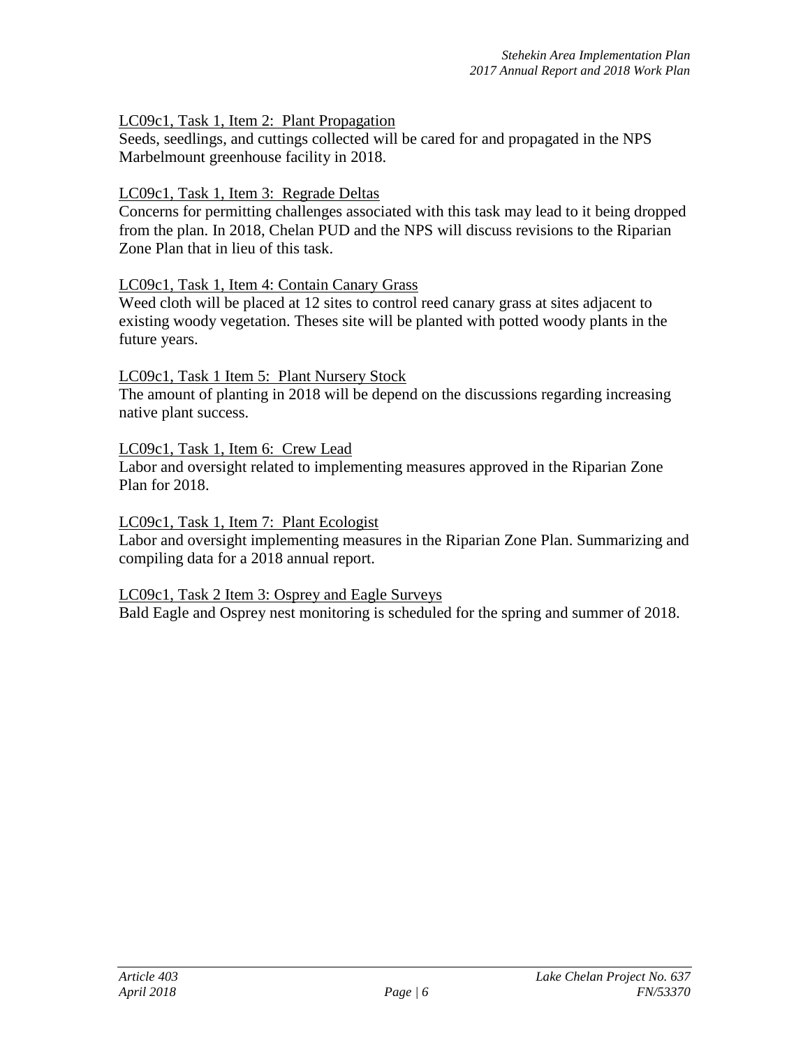LC09c1, Task 1, Item 2: Plant Propagation

Seeds, seedlings, and cuttings collected will be cared for and propagated in the NPS Marbelmount greenhouse facility in 2018.

LC09c1, Task 1, Item 3: Regrade Deltas

Concerns for permitting challenges associated with this task may lead to it being dropped from the plan. In 2018, Chelan PUD and the NPS will discuss revisions to the Riparian Zone Plan that in lieu of this task.

LC09c1, Task 1, Item 4: Contain Canary Grass

Weed cloth will be placed at 12 sites to control reed canary grass at sites adjacent to existing woody vegetation. Theses site will be planted with potted woody plants in the future years.

LC09c1, Task 1 Item 5: Plant Nursery Stock

The amount of planting in 2018 will be depend on the discussions regarding increasing native plant success.

LC09c1, Task 1, Item 6: Crew Lead

Labor and oversight related to implementing measures approved in the Riparian Zone Plan for 2018.

LC09c1, Task 1, Item 7: Plant Ecologist

Labor and oversight implementing measures in the Riparian Zone Plan. Summarizing and compiling data for a 2018 annual report.

LC09c1, Task 2 Item 3: Osprey and Eagle Surveys

Bald Eagle and Osprey nest monitoring is scheduled for the spring and summer of 2018.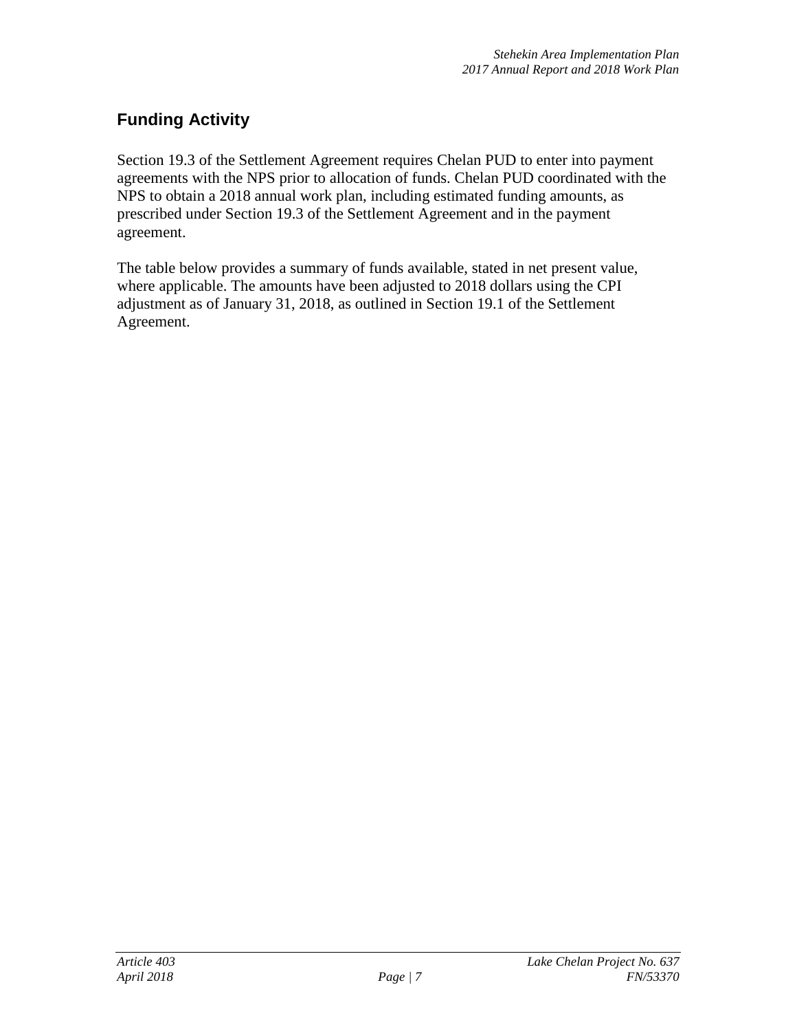## Funding Activity

Section 19.3 of the Settlement Agreement requires Chelan PUD to enter into payment agreements with the NPS prior to allocation of funds. Chelan PUD coordinated with the NPS to obtain a 2018 annual work plan, including estimated funding amounts, as prescribed under Section 19.3 of the Settlement Agreement and in the payment agreement.

The table below provides a summary of funds available, stated in net present value, where applicable. The amounts have been adjusted to 2018 dollars using the CPI adjustment as of January 31, 2018, as outlined in Section 19.1 of the Settlement Agreement.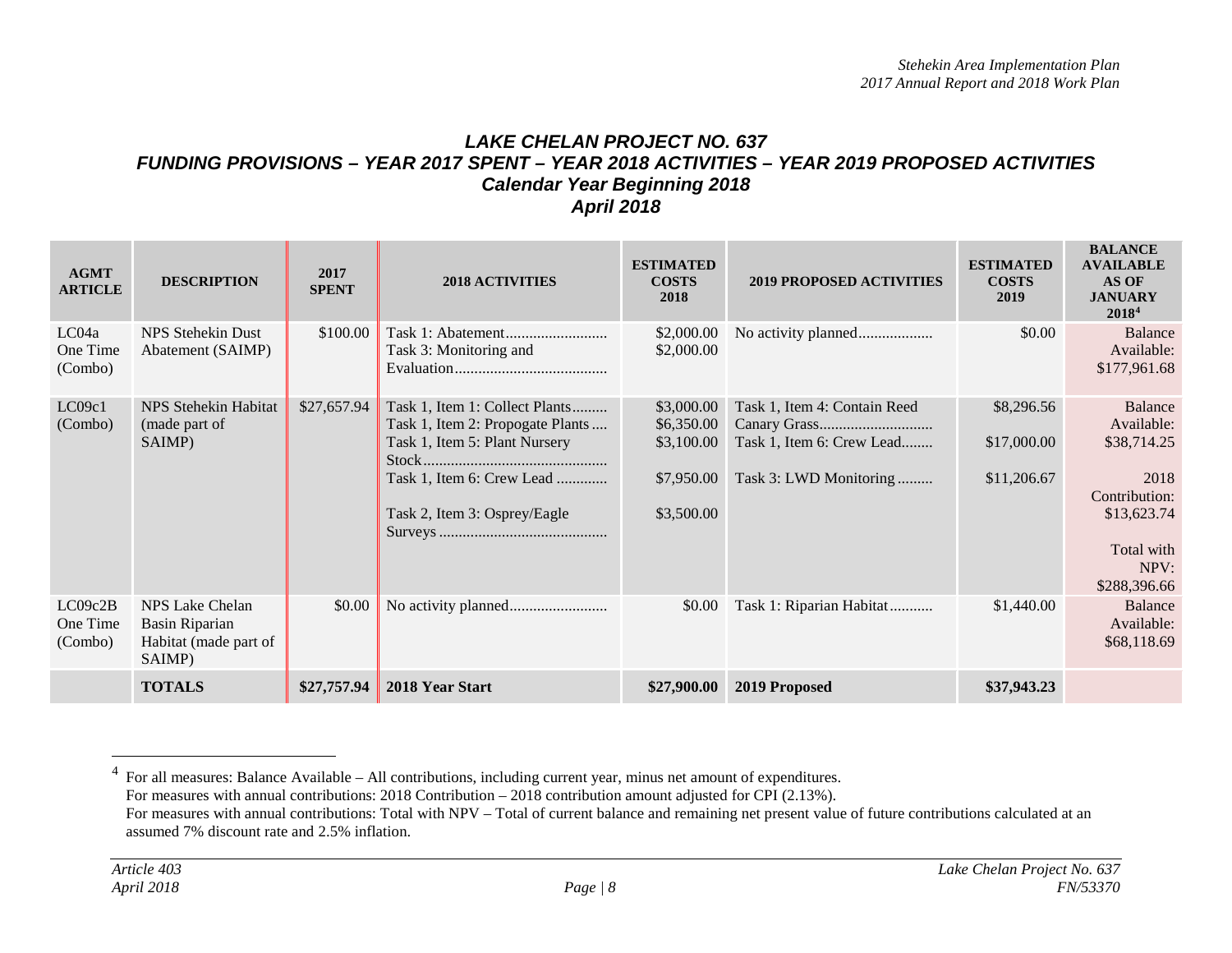## *LAKE CHELAN PROJECT NO. 637*
## *FUNDING PROVISIONS – YEAR 2017 SPENT – YEAR 2018 ACTIVITIES – YEAR 2019 PROPOSED ACTIVITIES*
### *Calendar Year Beginning 2018*
### *April 2018*

| AGMT ARTICLE | DESCRIPTION | 2017 SPENT | 2018 ACTIVITIES | ESTIMATED COSTS 2018 | 2019 PROPOSED ACTIVITIES | ESTIMATED COSTS 2019 | BALANCE AVAILABLE AS OF JANUARY 2018[4] |
|---|---|---|---|---|---|---|---|
| LC04a One Time (Combo) | NPS Stehekin Dust Abatement (SAIMP) | $100.00 | Task 1: Abatement.........................<br>Task 3: Monitoring and Evaluation...................................... | $2,000.00<br>$2,000.00 | No activity planned.................. | $0.00 | Balance Available: $177,961.68 |
| LC09c1 (Combo) | NPS Stehekin Habitat (made part of SAIMP) | $27,657.94 | Task 1, Item 1: Collect Plants.........<br>Task 1, Item 2: Propogate Plants ....<br>Task 1, Item 5: Plant Nursery Stock..............................................<br>Task 1, Item 6: Crew Lead ............<br>Task 2, Item 3: Osprey/Eagle Surveys .......................................... | $3,000.00<br>$6,350.00<br>$3,100.00<br>$7,950.00<br>$3,500.00 | Task 1, Item 4: Contain Reed Canary Grass............................<br>Task 1, Item 6: Crew Lead........<br>Task 3: LWD Monitoring ......... | $8,296.56<br>$17,000.00<br>$11,206.67 | Balance Available: $38,714.25<br><br>2018 Contribution: $13,623.74<br><br>Total with NPV: $288,396.66 |
| LC09c2B One Time (Combo) | NPS Lake Chelan Basin Riparian Habitat (made part of SAIMP) | $0.00 | No activity planned........................ | $0.00 | Task 1: Riparian Habitat........... | $1,440.00 | Balance Available: $68,118.69 |
| | **TOTALS** | **$27,757.94** | **2018 Year Start** | **$27,900.00** | **2019 Proposed** | **$37,943.23** | |

[4] For all measures: Balance Available – All contributions, including current year, minus net amount of expenditures.
For measures with annual contributions: 2018 Contribution – 2018 contribution amount adjusted for CPI (2.13%).
For measures with annual contributions: Total with NPV – Total of current balance and remaining net present value of future contributions calculated at an assumed 7% discount rate and 2.5% inflation.